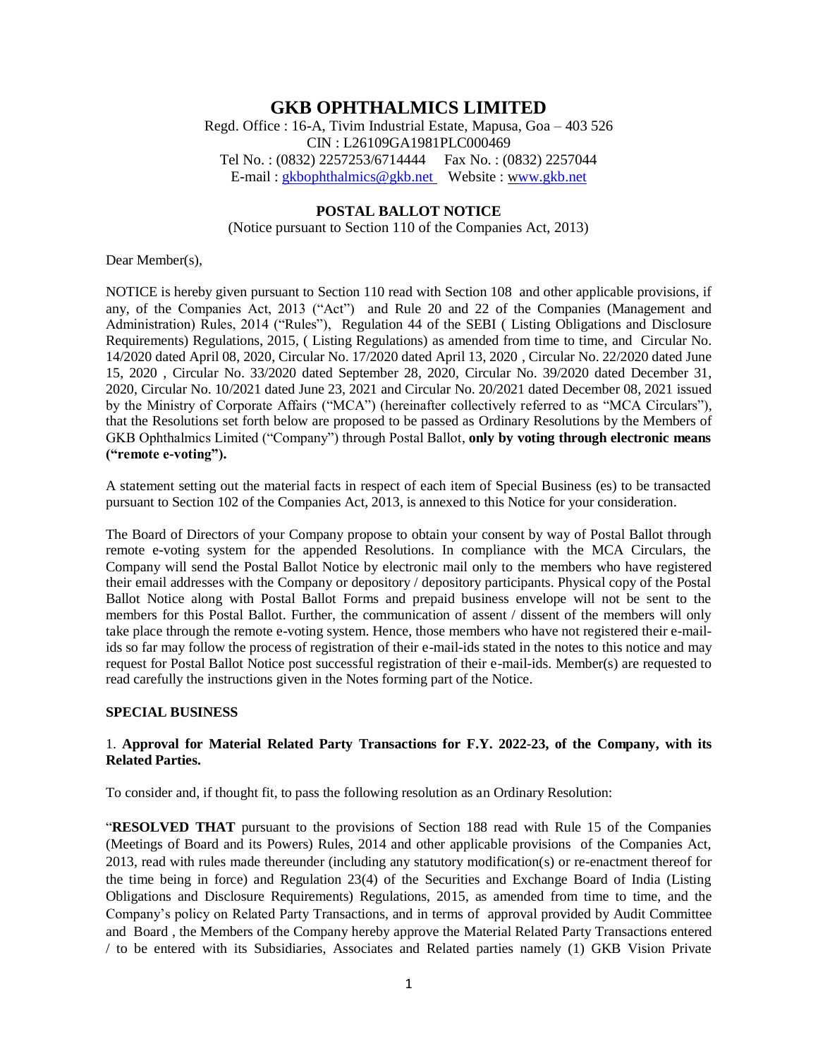# GKB OPHTHALMICS LIMITED

Regd. Office : 16-A, Tivim Industrial Estate, Mapusa, Goa – 403 526
CIN : L26109GA1981PLC000469
Tel No. : (0832) 2257253/6714444 Fax No. : (0832) 2257044
E-mail : gkbophthalmics@gkb.net Website : www.gkb.net

## POSTAL BALLOT NOTICE

(Notice pursuant to Section 110 of the Companies Act, 2013)

Dear Member(s),

NOTICE is hereby given pursuant to Section 110 read with Section 108 and other applicable provisions, if any, of the Companies Act, 2013 ("Act") and Rule 20 and 22 of the Companies (Management and Administration) Rules, 2014 ("Rules"), Regulation 44 of the SEBI ( Listing Obligations and Disclosure Requirements) Regulations, 2015, ( Listing Regulations) as amended from time to time, and Circular No. 14/2020 dated April 08, 2020, Circular No. 17/2020 dated April 13, 2020 , Circular No. 22/2020 dated June 15, 2020 , Circular No. 33/2020 dated September 28, 2020, Circular No. 39/2020 dated December 31, 2020, Circular No. 10/2021 dated June 23, 2021 and Circular No. 20/2021 dated December 08, 2021 issued by the Ministry of Corporate Affairs ("MCA") (hereinafter collectively referred to as "MCA Circulars"), that the Resolutions set forth below are proposed to be passed as Ordinary Resolutions by the Members of GKB Ophthalmics Limited ("Company") through Postal Ballot, **only by voting through electronic means ("remote e-voting").**

A statement setting out the material facts in respect of each item of Special Business (es) to be transacted pursuant to Section 102 of the Companies Act, 2013, is annexed to this Notice for your consideration.

The Board of Directors of your Company propose to obtain your consent by way of Postal Ballot through remote e-voting system for the appended Resolutions. In compliance with the MCA Circulars, the Company will send the Postal Ballot Notice by electronic mail only to the members who have registered their email addresses with the Company or depository / depository participants. Physical copy of the Postal Ballot Notice along with Postal Ballot Forms and prepaid business envelope will not be sent to the members for this Postal Ballot. Further, the communication of assent / dissent of the members will only take place through the remote e-voting system. Hence, those members who have not registered their e-mail-ids so far may follow the process of registration of their e-mail-ids stated in the notes to this notice and may request for Postal Ballot Notice post successful registration of their e-mail-ids. Member(s) are requested to read carefully the instructions given in the Notes forming part of the Notice.

### SPECIAL BUSINESS

1. **Approval for Material Related Party Transactions for F.Y. 2022-23, of the Company, with its Related Parties.**

To consider and, if thought fit, to pass the following resolution as an Ordinary Resolution:

"**RESOLVED THAT** pursuant to the provisions of Section 188 read with Rule 15 of the Companies (Meetings of Board and its Powers) Rules, 2014 and other applicable provisions of the Companies Act, 2013, read with rules made thereunder (including any statutory modification(s) or re-enactment thereof for the time being in force) and Regulation 23(4) of the Securities and Exchange Board of India (Listing Obligations and Disclosure Requirements) Regulations, 2015, as amended from time to time, and the Company's policy on Related Party Transactions, and in terms of approval provided by Audit Committee and Board , the Members of the Company hereby approve the Material Related Party Transactions entered / to be entered with its Subsidiaries, Associates and Related parties namely (1) GKB Vision Private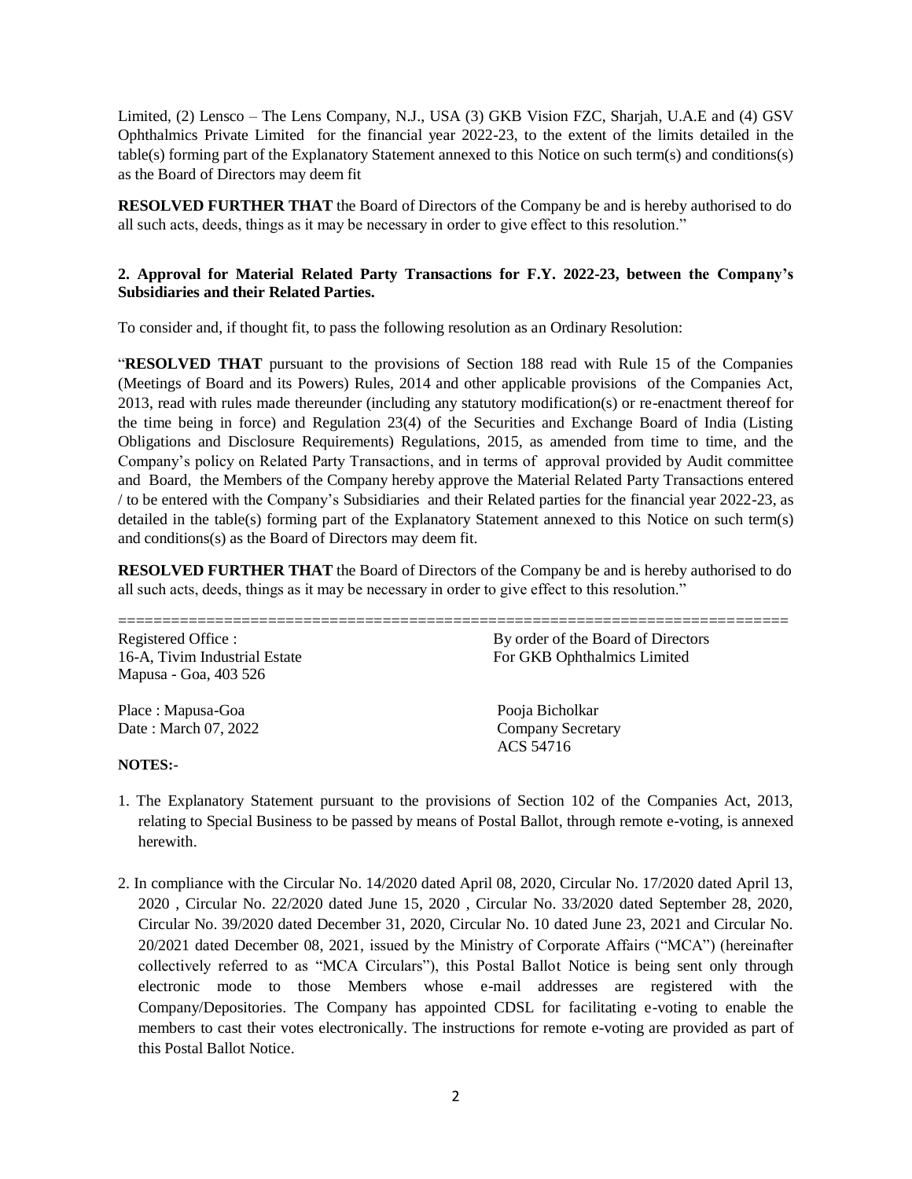Limited, (2) Lensco – The Lens Company, N.J., USA (3) GKB Vision FZC, Sharjah, U.A.E and (4) GSV Ophthalmics Private Limited for the financial year 2022-23, to the extent of the limits detailed in the table(s) forming part of the Explanatory Statement annexed to this Notice on such term(s) and conditions(s) as the Board of Directors may deem fit

**RESOLVED FURTHER THAT** the Board of Directors of the Company be and is hereby authorised to do all such acts, deeds, things as it may be necessary in order to give effect to this resolution."

**2. Approval for Material Related Party Transactions for F.Y. 2022-23, between the Company's Subsidiaries and their Related Parties.**

To consider and, if thought fit, to pass the following resolution as an Ordinary Resolution:

"**RESOLVED THAT** pursuant to the provisions of Section 188 read with Rule 15 of the Companies (Meetings of Board and its Powers) Rules, 2014 and other applicable provisions of the Companies Act, 2013, read with rules made thereunder (including any statutory modification(s) or re-enactment thereof for the time being in force) and Regulation 23(4) of the Securities and Exchange Board of India (Listing Obligations and Disclosure Requirements) Regulations, 2015, as amended from time to time, and the Company's policy on Related Party Transactions, and in terms of approval provided by Audit committee and Board, the Members of the Company hereby approve the Material Related Party Transactions entered / to be entered with the Company's Subsidiaries and their Related parties for the financial year 2022-23, as detailed in the table(s) forming part of the Explanatory Statement annexed to this Notice on such term(s) and conditions(s) as the Board of Directors may deem fit.

**RESOLVED FURTHER THAT** the Board of Directors of the Company be and is hereby authorised to do all such acts, deeds, things as it may be necessary in order to give effect to this resolution."

---

Registered Office :
16-A, Tivim Industrial Estate
Mapusa - Goa, 403 526

Place : Mapusa-Goa
Date : March 07, 2022

By order of the Board of Directors
For GKB Ophthalmics Limited

Pooja Bicholkar
Company Secretary
ACS 54716

**NOTES:-**

1. The Explanatory Statement pursuant to the provisions of Section 102 of the Companies Act, 2013, relating to Special Business to be passed by means of Postal Ballot, through remote e-voting, is annexed herewith.

2. In compliance with the Circular No. 14/2020 dated April 08, 2020, Circular No. 17/2020 dated April 13, 2020 , Circular No. 22/2020 dated June 15, 2020 , Circular No. 33/2020 dated September 28, 2020, Circular No. 39/2020 dated December 31, 2020, Circular No. 10 dated June 23, 2021 and Circular No. 20/2021 dated December 08, 2021, issued by the Ministry of Corporate Affairs ("MCA") (hereinafter collectively referred to as "MCA Circulars"), this Postal Ballot Notice is being sent only through electronic mode to those Members whose e-mail addresses are registered with the Company/Depositories. The Company has appointed CDSL for facilitating e-voting to enable the members to cast their votes electronically. The instructions for remote e-voting are provided as part of this Postal Ballot Notice.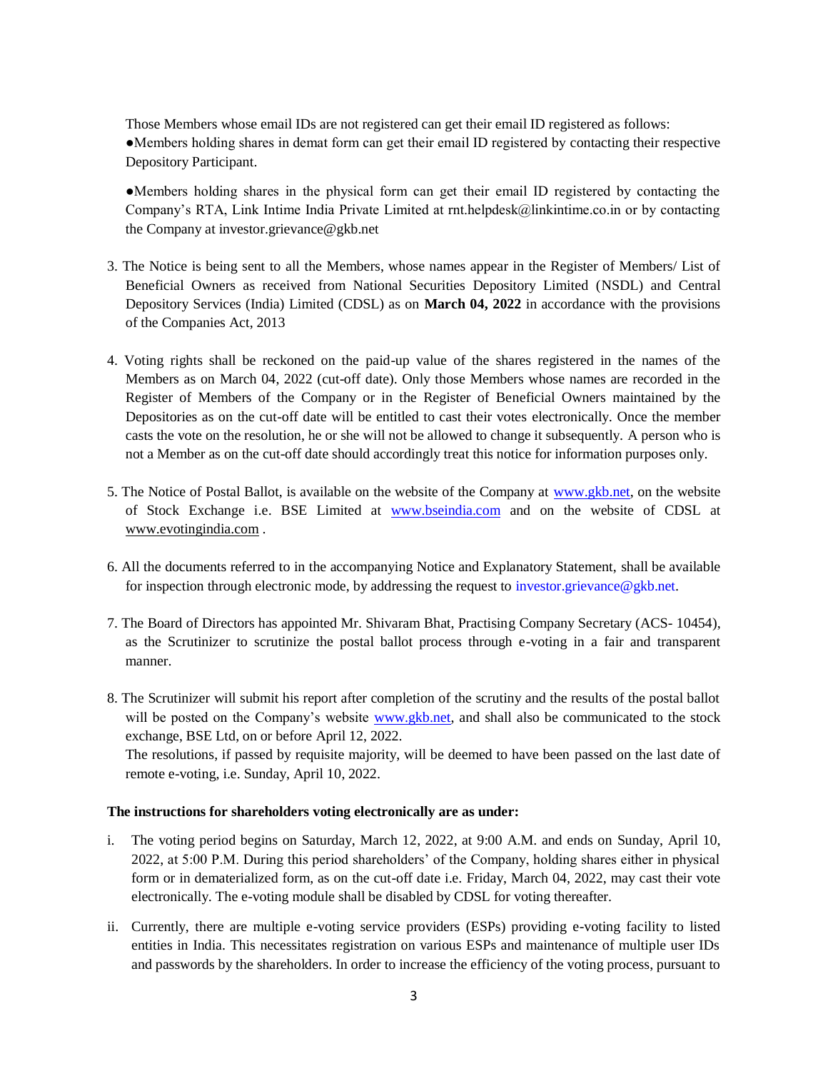Those Members whose email IDs are not registered can get their email ID registered as follows:

●Members holding shares in demat form can get their email ID registered by contacting their respective Depository Participant.

●Members holding shares in the physical form can get their email ID registered by contacting the Company's RTA, Link Intime India Private Limited at rnt.helpdesk@linkintime.co.in or by contacting the Company at investor.grievance@gkb.net

3. The Notice is being sent to all the Members, whose names appear in the Register of Members/ List of Beneficial Owners as received from National Securities Depository Limited (NSDL) and Central Depository Services (India) Limited (CDSL) as on **March 04, 2022** in accordance with the provisions of the Companies Act, 2013

4. Voting rights shall be reckoned on the paid-up value of the shares registered in the names of the Members as on March 04, 2022 (cut-off date). Only those Members whose names are recorded in the Register of Members of the Company or in the Register of Beneficial Owners maintained by the Depositories as on the cut-off date will be entitled to cast their votes electronically. Once the member casts the vote on the resolution, he or she will not be allowed to change it subsequently. A person who is not a Member as on the cut-off date should accordingly treat this notice for information purposes only.

5. The Notice of Postal Ballot, is available on the website of the Company at www.gkb.net, on the website of Stock Exchange i.e. BSE Limited at www.bseindia.com and on the website of CDSL at www.evotingindia.com .

6. All the documents referred to in the accompanying Notice and Explanatory Statement, shall be available for inspection through electronic mode, by addressing the request to investor.grievance@gkb.net.

7. The Board of Directors has appointed Mr. Shivaram Bhat, Practising Company Secretary (ACS- 10454), as the Scrutinizer to scrutinize the postal ballot process through e-voting in a fair and transparent manner.

8. The Scrutinizer will submit his report after completion of the scrutiny and the results of the postal ballot will be posted on the Company's website www.gkb.net, and shall also be communicated to the stock exchange, BSE Ltd, on or before April 12, 2022.
The resolutions, if passed by requisite majority, will be deemed to have been passed on the last date of remote e-voting, i.e. Sunday, April 10, 2022.

**The instructions for shareholders voting electronically are as under:**

i. The voting period begins on Saturday, March 12, 2022, at 9:00 A.M. and ends on Sunday, April 10, 2022, at 5:00 P.M. During this period shareholders' of the Company, holding shares either in physical form or in dematerialized form, as on the cut-off date i.e. Friday, March 04, 2022, may cast their vote electronically. The e-voting module shall be disabled by CDSL for voting thereafter.

ii. Currently, there are multiple e-voting service providers (ESPs) providing e-voting facility to listed entities in India. This necessitates registration on various ESPs and maintenance of multiple user IDs and passwords by the shareholders. In order to increase the efficiency of the voting process, pursuant to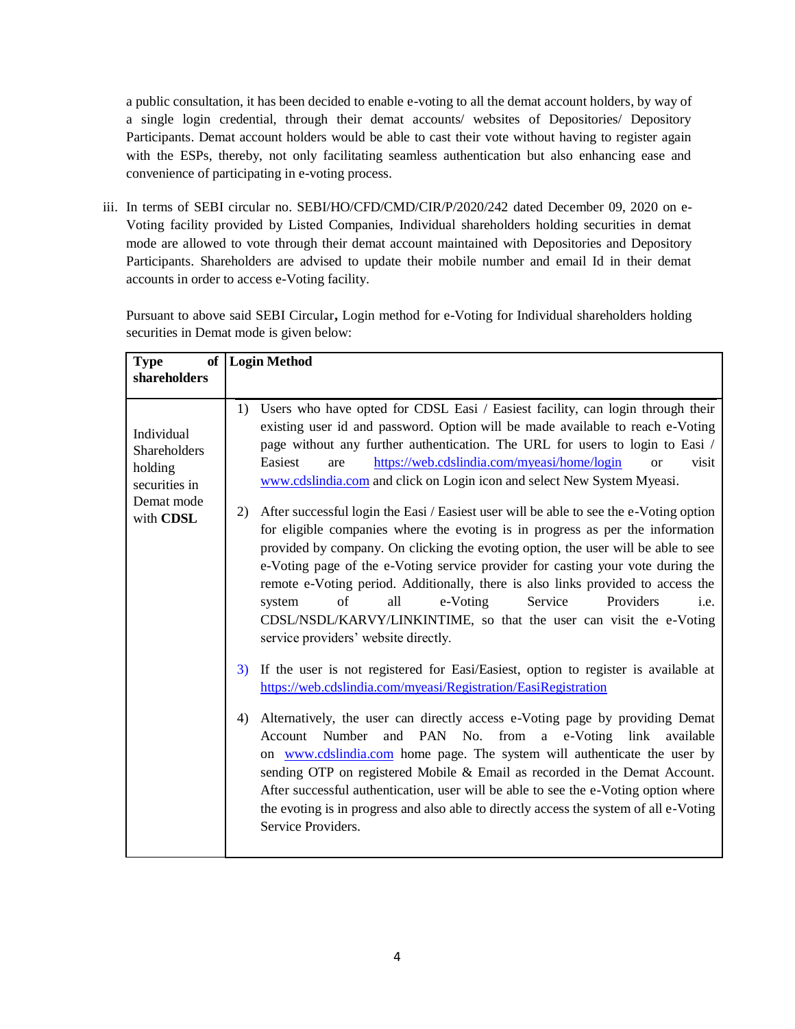a public consultation, it has been decided to enable e-voting to all the demat account holders, by way of a single login credential, through their demat accounts/ websites of Depositories/ Depository Participants. Demat account holders would be able to cast their vote without having to register again with the ESPs, thereby, not only facilitating seamless authentication but also enhancing ease and convenience of participating in e-voting process.

iii. In terms of SEBI circular no. SEBI/HO/CFD/CMD/CIR/P/2020/242 dated December 09, 2020 on e-Voting facility provided by Listed Companies, Individual shareholders holding securities in demat mode are allowed to vote through their demat account maintained with Depositories and Depository Participants. Shareholders are advised to update their mobile number and email Id in their demat accounts in order to access e-Voting facility.

Pursuant to above said SEBI Circular**,** Login method for e-Voting for Individual shareholders holding securities in Demat mode is given below:

| **Type of shareholders** | **Login Method** |
|---|---|
| Individual Shareholders holding securities in Demat mode with **CDSL** | 1) Users who have opted for CDSL Easi / Easiest facility, can login through their existing user id and password. Option will be made available to reach e-Voting page without any further authentication. The URL for users to login to Easi / Easiest are https://web.cdslindia.com/myeasi/home/login or visit www.cdslindia.com and click on Login icon and select New System Myeasi.<br><br>2) After successful login the Easi / Easiest user will be able to see the e-Voting option for eligible companies where the evoting is in progress as per the information provided by company. On clicking the evoting option, the user will be able to see e-Voting page of the e-Voting service provider for casting your vote during the remote e-Voting period. Additionally, there is also links provided to access the system of all e-Voting Service Providers i.e. CDSL/NSDL/KARVY/LINKINTIME, so that the user can visit the e-Voting service providers' website directly.<br><br>3) If the user is not registered for Easi/Easiest, option to register is available at https://web.cdslindia.com/myeasi/Registration/EasiRegistration<br><br>4) Alternatively, the user can directly access e-Voting page by providing Demat Account Number and PAN No. from a e-Voting link available on www.cdslindia.com home page. The system will authenticate the user by sending OTP on registered Mobile & Email as recorded in the Demat Account. After successful authentication, user will be able to see the e-Voting option where the evoting is in progress and also able to directly access the system of all e-Voting Service Providers. |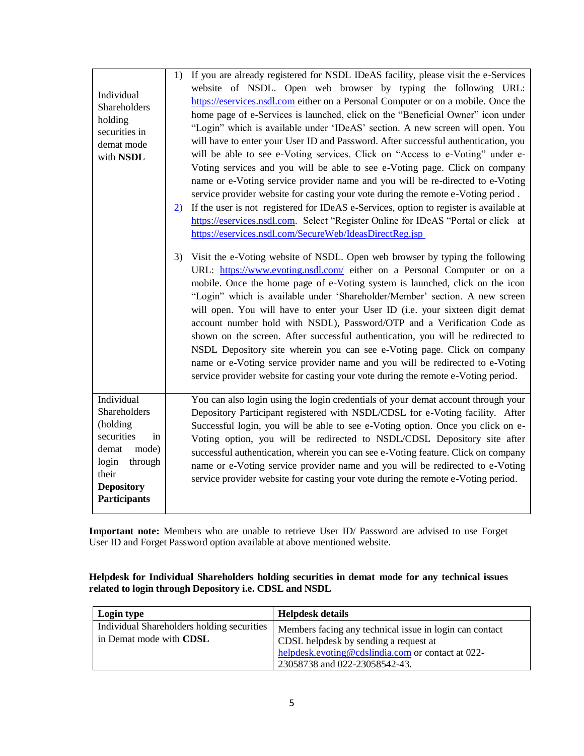| | |
|---|---|
| Individual Shareholders holding securities in demat mode with **NSDL** | 1) If you are already registered for NSDL IDeAS facility, please visit the e-Services website of NSDL. Open web browser by typing the following URL: https://eservices.nsdl.com either on a Personal Computer or on a mobile. Once the home page of e-Services is launched, click on the "Beneficial Owner" icon under "Login" which is available under 'IDeAS' section. A new screen will open. You will have to enter your User ID and Password. After successful authentication, you will be able to see e-Voting services. Click on "Access to e-Voting" under e-Voting services and you will be able to see e-Voting page. Click on company name or e-Voting service provider name and you will be re-directed to e-Voting service provider website for casting your vote during the remote e-Voting period .<br>2) If the user is not registered for IDeAS e-Services, option to register is available at https://eservices.nsdl.com. Select "Register Online for IDeAS "Portal or click at https://eservices.nsdl.com/SecureWeb/IdeasDirectReg.jsp<br><br>3) Visit the e-Voting website of NSDL. Open web browser by typing the following URL: https://www.evoting.nsdl.com/ either on a Personal Computer or on a mobile. Once the home page of e-Voting system is launched, click on the icon "Login" which is available under 'Shareholder/Member' section. A new screen will open. You will have to enter your User ID (i.e. your sixteen digit demat account number hold with NSDL), Password/OTP and a Verification Code as shown on the screen. After successful authentication, you will be redirected to NSDL Depository site wherein you can see e-Voting page. Click on company name or e-Voting service provider name and you will be redirected to e-Voting service provider website for casting your vote during the remote e-Voting period. |
| Individual Shareholders (holding securities in demat mode) login through their **Depository Participants** | You can also login using the login credentials of your demat account through your Depository Participant registered with NSDL/CDSL for e-Voting facility. After Successful login, you will be able to see e-Voting option. Once you click on e-Voting option, you will be redirected to NSDL/CDSL Depository site after successful authentication, wherein you can see e-Voting feature. Click on company name or e-Voting service provider name and you will be redirected to e-Voting service provider website for casting your vote during the remote e-Voting period. |

**Important note:** Members who are unable to retrieve User ID/ Password are advised to use Forget User ID and Forget Password option available at above mentioned website.

**Helpdesk for Individual Shareholders holding securities in demat mode for any technical issues related to login through Depository i.e. CDSL and NSDL**

| **Login type** | **Helpdesk details** |
|---|---|
| Individual Shareholders holding securities in Demat mode with **CDSL** | Members facing any technical issue in login can contact CDSL helpdesk by sending a request at helpdesk.evoting@cdslindia.com or contact at 022-23058738 and 022-23058542-43. |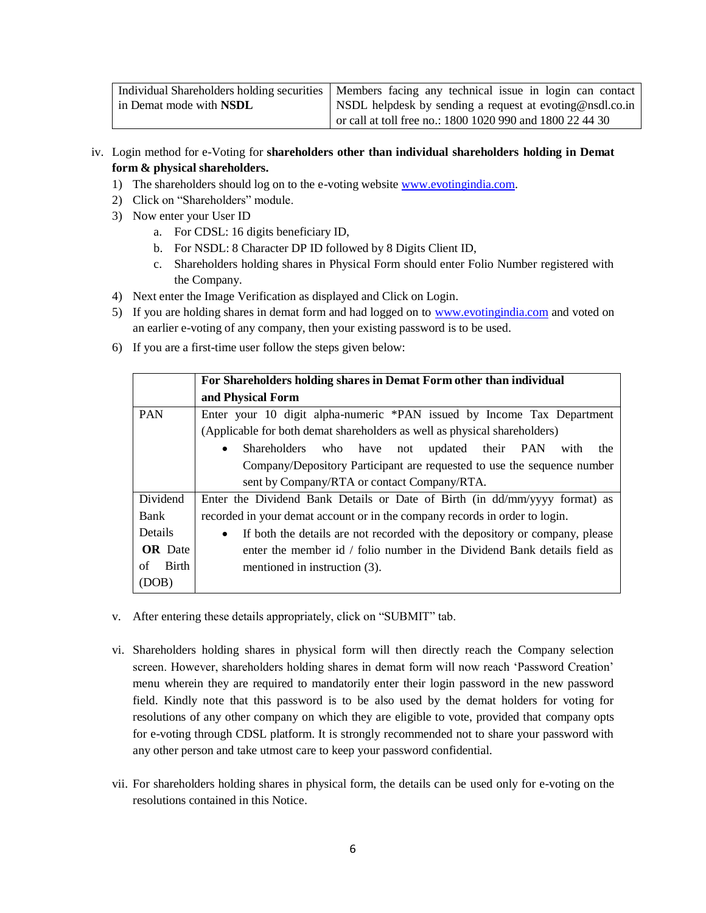| Individual Shareholders holding securities in Demat mode with **NSDL** | Members facing any technical issue in login can contact NSDL helpdesk by sending a request at evoting@nsdl.co.in or call at toll free no.: 1800 1020 990 and 1800 22 44 30 |
|---|---|

iv. Login method for e-Voting for **shareholders other than individual shareholders holding in Demat form & physical shareholders.**

1) The shareholders should log on to the e-voting website [www.evotingindia.com](http://www.evotingindia.com).
2) Click on "Shareholders" module.
3) Now enter your User ID
   a. For CDSL: 16 digits beneficiary ID,
   b. For NSDL: 8 Character DP ID followed by 8 Digits Client ID,
   c. Shareholders holding shares in Physical Form should enter Folio Number registered with the Company.
4) Next enter the Image Verification as displayed and Click on Login.
5) If you are holding shares in demat form and had logged on to [www.evotingindia.com](http://www.evotingindia.com) and voted on an earlier e-voting of any company, then your existing password is to be used.
6) If you are a first-time user follow the steps given below:

| | **For Shareholders holding shares in Demat Form other than individual and Physical Form** |
|---|---|
| PAN | Enter your 10 digit alpha-numeric *PAN issued by Income Tax Department (Applicable for both demat shareholders as well as physical shareholders)<br>• Shareholders who have not updated their PAN with the Company/Depository Participant are requested to use the sequence number sent by Company/RTA or contact Company/RTA. |
| Dividend Bank Details **OR** Date of Birth (DOB) | Enter the Dividend Bank Details or Date of Birth (in dd/mm/yyyy format) as recorded in your demat account or in the company records in order to login.<br>• If both the details are not recorded with the depository or company, please enter the member id / folio number in the Dividend Bank details field as mentioned in instruction (3). |

v. After entering these details appropriately, click on "SUBMIT" tab.

vi. Shareholders holding shares in physical form will then directly reach the Company selection screen. However, shareholders holding shares in demat form will now reach 'Password Creation' menu wherein they are required to mandatorily enter their login password in the new password field. Kindly note that this password is to be also used by the demat holders for voting for resolutions of any other company on which they are eligible to vote, provided that company opts for e-voting through CDSL platform. It is strongly recommended not to share your password with any other person and take utmost care to keep your password confidential.

vii. For shareholders holding shares in physical form, the details can be used only for e-voting on the resolutions contained in this Notice.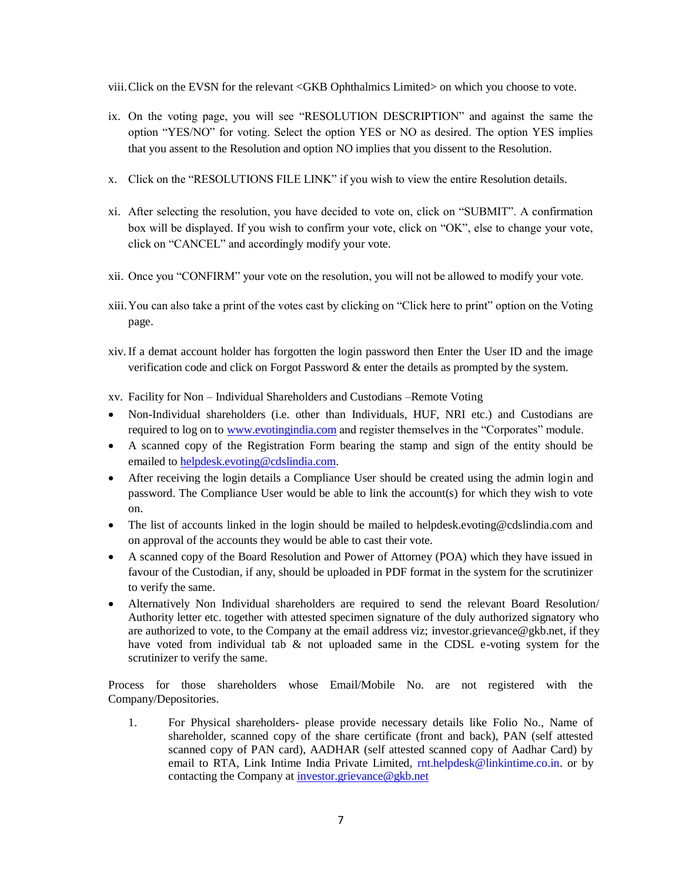viii. Click on the EVSN for the relevant <GKB Ophthalmics Limited> on which you choose to vote.

ix. On the voting page, you will see "RESOLUTION DESCRIPTION" and against the same the option "YES/NO" for voting. Select the option YES or NO as desired. The option YES implies that you assent to the Resolution and option NO implies that you dissent to the Resolution.

x. Click on the "RESOLUTIONS FILE LINK" if you wish to view the entire Resolution details.

xi. After selecting the resolution, you have decided to vote on, click on "SUBMIT". A confirmation box will be displayed. If you wish to confirm your vote, click on "OK", else to change your vote, click on "CANCEL" and accordingly modify your vote.

xii. Once you "CONFIRM" your vote on the resolution, you will not be allowed to modify your vote.

xiii. You can also take a print of the votes cast by clicking on "Click here to print" option on the Voting page.

xiv. If a demat account holder has forgotten the login password then Enter the User ID and the image verification code and click on Forgot Password & enter the details as prompted by the system.

xv. Facility for Non – Individual Shareholders and Custodians –Remote Voting

- Non-Individual shareholders (i.e. other than Individuals, HUF, NRI etc.) and Custodians are required to log on to www.evotingindia.com and register themselves in the "Corporates" module.
- A scanned copy of the Registration Form bearing the stamp and sign of the entity should be emailed to helpdesk.evoting@cdslindia.com.
- After receiving the login details a Compliance User should be created using the admin login and password. The Compliance User would be able to link the account(s) for which they wish to vote on.
- The list of accounts linked in the login should be mailed to helpdesk.evoting@cdslindia.com and on approval of the accounts they would be able to cast their vote.
- A scanned copy of the Board Resolution and Power of Attorney (POA) which they have issued in favour of the Custodian, if any, should be uploaded in PDF format in the system for the scrutinizer to verify the same.
- Alternatively Non Individual shareholders are required to send the relevant Board Resolution/ Authority letter etc. together with attested specimen signature of the duly authorized signatory who are authorized to vote, to the Company at the email address viz; investor.grievance@gkb.net, if they have voted from individual tab & not uploaded same in the CDSL e-voting system for the scrutinizer to verify the same.

Process for those shareholders whose Email/Mobile No. are not registered with the Company/Depositories.

1. For Physical shareholders- please provide necessary details like Folio No., Name of shareholder, scanned copy of the share certificate (front and back), PAN (self attested scanned copy of PAN card), AADHAR (self attested scanned copy of Aadhar Card) by email to RTA, Link Intime India Private Limited, rnt.helpdesk@linkintime.co.in. or by contacting the Company at investor.grievance@gkb.net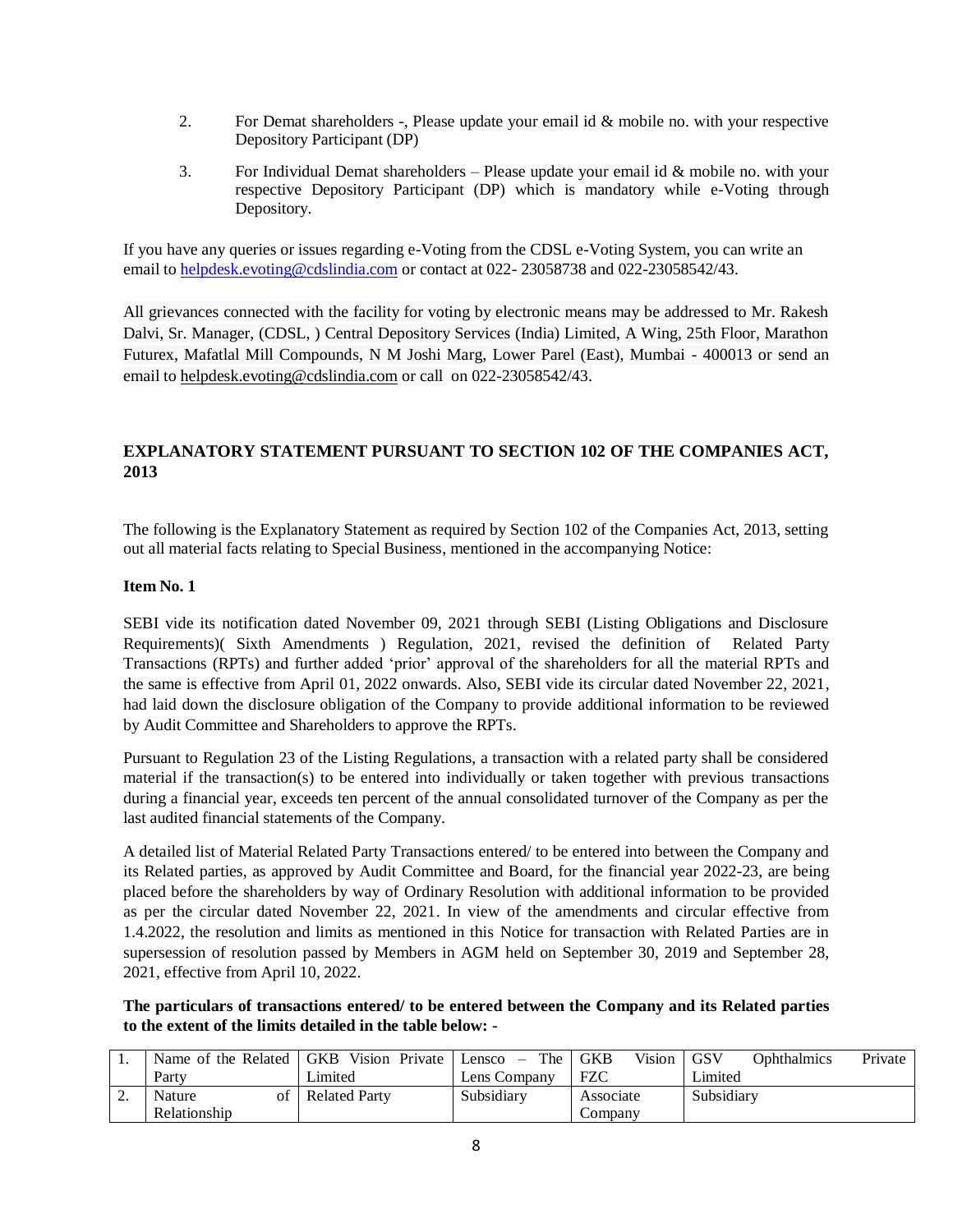2. For Demat shareholders -, Please update your email id & mobile no. with your respective Depository Participant (DP)

3. For Individual Demat shareholders – Please update your email id & mobile no. with your respective Depository Participant (DP) which is mandatory while e-Voting through Depository.

If you have any queries or issues regarding e-Voting from the CDSL e-Voting System, you can write an email to helpdesk.evoting@cdslindia.com or contact at 022- 23058738 and 022-23058542/43.

All grievances connected with the facility for voting by electronic means may be addressed to Mr. Rakesh Dalvi, Sr. Manager, (CDSL, ) Central Depository Services (India) Limited, A Wing, 25th Floor, Marathon Futurex, Mafatlal Mill Compounds, N M Joshi Marg, Lower Parel (East), Mumbai - 400013 or send an email to helpdesk.evoting@cdslindia.com or call on 022-23058542/43.

## EXPLANATORY STATEMENT PURSUANT TO SECTION 102 OF THE COMPANIES ACT, 2013

The following is the Explanatory Statement as required by Section 102 of the Companies Act, 2013, setting out all material facts relating to Special Business, mentioned in the accompanying Notice:

**Item No. 1**

SEBI vide its notification dated November 09, 2021 through SEBI (Listing Obligations and Disclosure Requirements)( Sixth Amendments ) Regulation, 2021, revised the definition of Related Party Transactions (RPTs) and further added 'prior' approval of the shareholders for all the material RPTs and the same is effective from April 01, 2022 onwards. Also, SEBI vide its circular dated November 22, 2021, had laid down the disclosure obligation of the Company to provide additional information to be reviewed by Audit Committee and Shareholders to approve the RPTs.

Pursuant to Regulation 23 of the Listing Regulations, a transaction with a related party shall be considered material if the transaction(s) to be entered into individually or taken together with previous transactions during a financial year, exceeds ten percent of the annual consolidated turnover of the Company as per the last audited financial statements of the Company.

A detailed list of Material Related Party Transactions entered/ to be entered into between the Company and its Related parties, as approved by Audit Committee and Board, for the financial year 2022-23, are being placed before the shareholders by way of Ordinary Resolution with additional information to be provided as per the circular dated November 22, 2021. In view of the amendments and circular effective from 1.4.2022, the resolution and limits as mentioned in this Notice for transaction with Related Parties are in supersession of resolution passed by Members in AGM held on September 30, 2019 and September 28, 2021, effective from April 10, 2022.

**The particulars of transactions entered/ to be entered between the Company and its Related parties to the extent of the limits detailed in the table below: -**

| 1. | Name of the Related Party | GKB Vision Private Limited | Lensco – The Lens Company | GKB Vision FZC | GSV Ophthalmics Private Limited |
|---|---|---|---|---|---|
| 2. | Nature of Relationship | Related Party | Subsidiary | Associate Company | Subsidiary |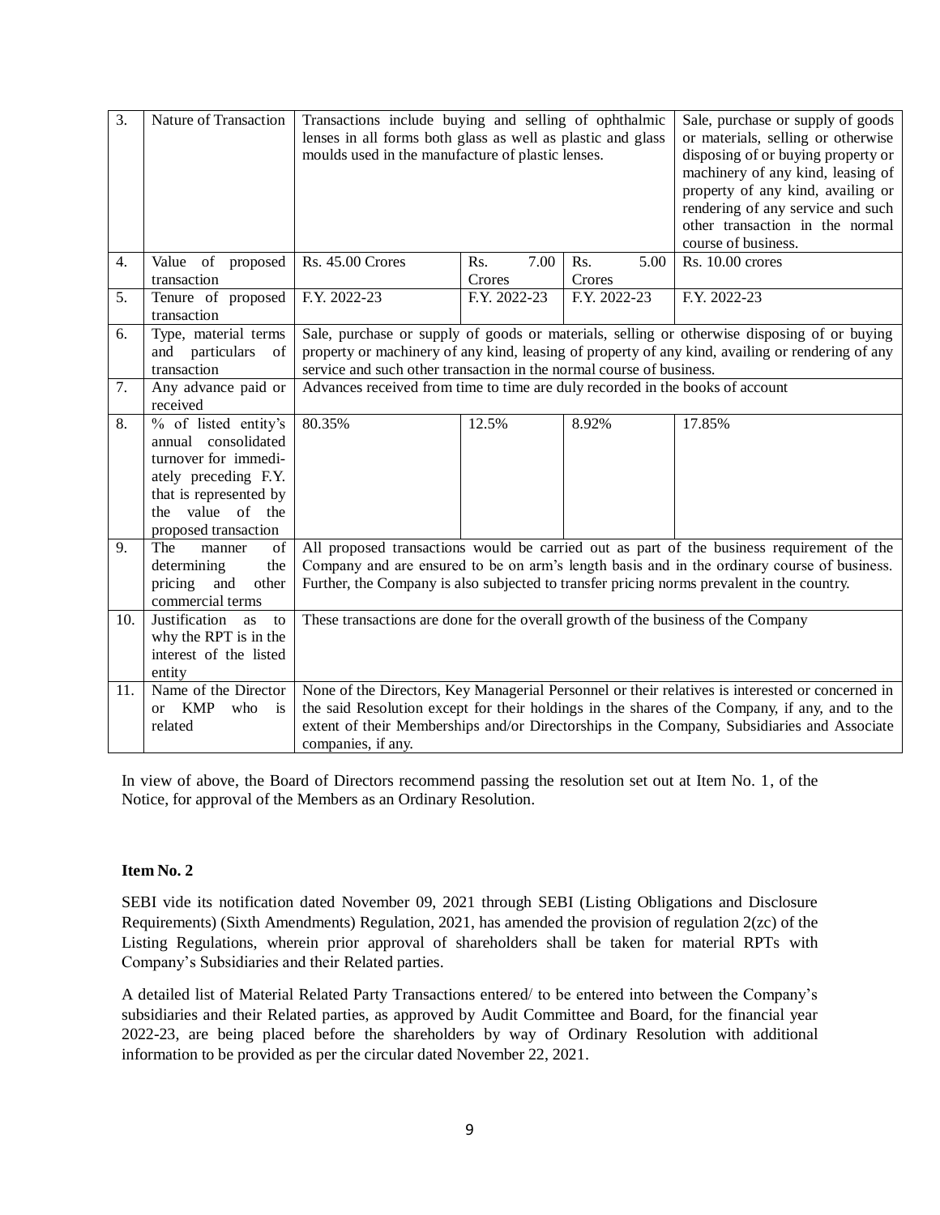| 3. | Nature of Transaction | Transactions include buying and selling of ophthalmic lenses in all forms both glass as well as plastic and glass moulds used in the manufacture of plastic lenses. | | | Sale, purchase or supply of goods or materials, selling or otherwise disposing of or buying property or machinery of any kind, leasing of property of any kind, availing or rendering of any service and such other transaction in the normal course of business. |
|---|---|---|---|---|---|
| 4. | Value of proposed transaction | Rs. 45.00 Crores | Rs. 7.00 Crores | Rs. 5.00 Crores | Rs. 10.00 crores |
| 5. | Tenure of proposed transaction | F.Y. 2022-23 | F.Y. 2022-23 | F.Y. 2022-23 | F.Y. 2022-23 |
| 6. | Type, material terms and particulars of transaction | Sale, purchase or supply of goods or materials, selling or otherwise disposing of or buying property or machinery of any kind, leasing of property of any kind, availing or rendering of any service and such other transaction in the normal course of business. | | | |
| 7. | Any advance paid or received | Advances received from time to time are duly recorded in the books of account | | | |
| 8. | % of listed entity's annual consolidated turnover for immediately preceding F.Y. that is represented by the value of the proposed transaction | 80.35% | 12.5% | 8.92% | 17.85% |
| 9. | The manner of determining the pricing and other commercial terms | All proposed transactions would be carried out as part of the business requirement of the Company and are ensured to be on arm's length basis and in the ordinary course of business. Further, the Company is also subjected to transfer pricing norms prevalent in the country. | | | |
| 10. | Justification as to why the RPT is in the interest of the listed entity | These transactions are done for the overall growth of the business of the Company | | | |
| 11. | Name of the Director or KMP who is related | None of the Directors, Key Managerial Personnel or their relatives is interested or concerned in the said Resolution except for their holdings in the shares of the Company, if any, and to the extent of their Memberships and/or Directorships in the Company, Subsidiaries and Associate companies, if any. | | | |

In view of above, the Board of Directors recommend passing the resolution set out at Item No. 1, of the Notice, for approval of the Members as an Ordinary Resolution.

**Item No. 2**

SEBI vide its notification dated November 09, 2021 through SEBI (Listing Obligations and Disclosure Requirements) (Sixth Amendments) Regulation, 2021, has amended the provision of regulation 2(zc) of the Listing Regulations, wherein prior approval of shareholders shall be taken for material RPTs with Company's Subsidiaries and their Related parties.

A detailed list of Material Related Party Transactions entered/ to be entered into between the Company's subsidiaries and their Related parties, as approved by Audit Committee and Board, for the financial year 2022-23, are being placed before the shareholders by way of Ordinary Resolution with additional information to be provided as per the circular dated November 22, 2021.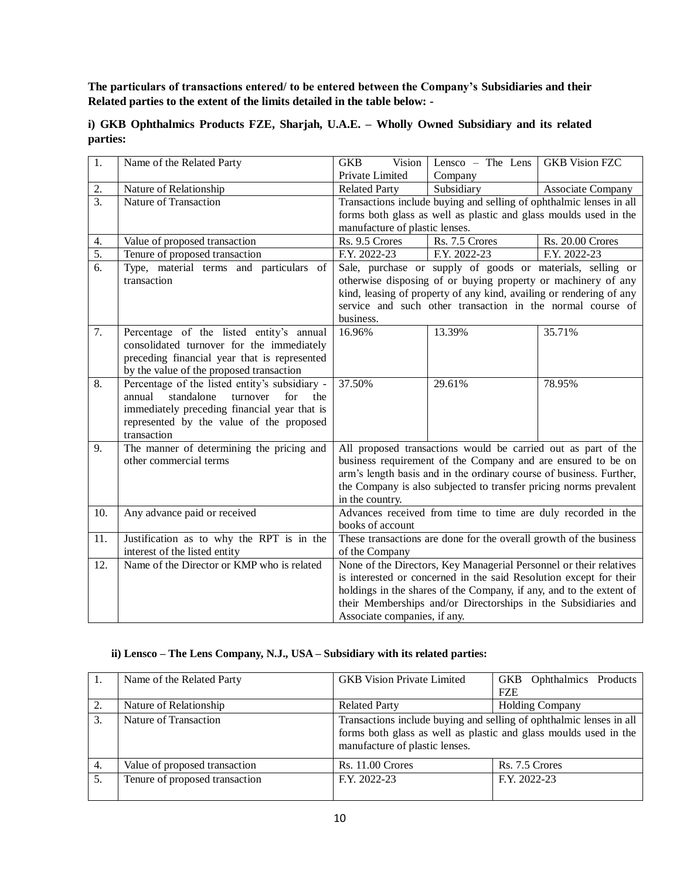**The particulars of transactions entered/ to be entered between the Company's Subsidiaries and their Related parties to the extent of the limits detailed in the table below: -**

**i) GKB Ophthalmics Products FZE, Sharjah, U.A.E. – Wholly Owned Subsidiary and its related parties:**

| 1. | Name of the Related Party | GKB Vision Private Limited | Lensco – The Lens Company | GKB Vision FZC |
|---|---|---|---|---|
| 2. | Nature of Relationship | Related Party | Subsidiary | Associate Company |
| 3. | Nature of Transaction | Transactions include buying and selling of ophthalmic lenses in all forms both glass as well as plastic and glass moulds used in the manufacture of plastic lenses. | | |
| 4. | Value of proposed transaction | Rs. 9.5 Crores | Rs. 7.5 Crores | Rs. 20.00 Crores |
| 5. | Tenure of proposed transaction | F.Y. 2022-23 | F.Y. 2022-23 | F.Y. 2022-23 |
| 6. | Type, material terms and particulars of transaction | Sale, purchase or supply of goods or materials, selling or otherwise disposing of or buying property or machinery of any kind, leasing of property of any kind, availing or rendering of any service and such other transaction in the normal course of business. | | |
| 7. | Percentage of the listed entity's annual consolidated turnover for the immediately preceding financial year that is represented by the value of the proposed transaction | 16.96% | 13.39% | 35.71% |
| 8. | Percentage of the listed entity's subsidiary - annual standalone turnover for the immediately preceding financial year that is represented by the value of the proposed transaction | 37.50% | 29.61% | 78.95% |
| 9. | The manner of determining the pricing and other commercial terms | All proposed transactions would be carried out as part of the business requirement of the Company and are ensured to be on arm's length basis and in the ordinary course of business. Further, the Company is also subjected to transfer pricing norms prevalent in the country. | | |
| 10. | Any advance paid or received | Advances received from time to time are duly recorded in the books of account | | |
| 11. | Justification as to why the RPT is in the interest of the listed entity | These transactions are done for the overall growth of the business of the Company | | |
| 12. | Name of the Director or KMP who is related | None of the Directors, Key Managerial Personnel or their relatives is interested or concerned in the said Resolution except for their holdings in the shares of the Company, if any, and to the extent of their Memberships and/or Directorships in the Subsidiaries and Associate companies, if any. | | |

**ii) Lensco – The Lens Company, N.J., USA – Subsidiary with its related parties:**

| 1. | Name of the Related Party | GKB Vision Private Limited | GKB Ophthalmics Products FZE |
|---|---|---|---|
| 2. | Nature of Relationship | Related Party | Holding Company |
| 3. | Nature of Transaction | Transactions include buying and selling of ophthalmic lenses in all forms both glass as well as plastic and glass moulds used in the manufacture of plastic lenses. | |
| 4. | Value of proposed transaction | Rs. 11.00 Crores | Rs. 7.5 Crores |
| 5. | Tenure of proposed transaction | F.Y. 2022-23 | F.Y. 2022-23 |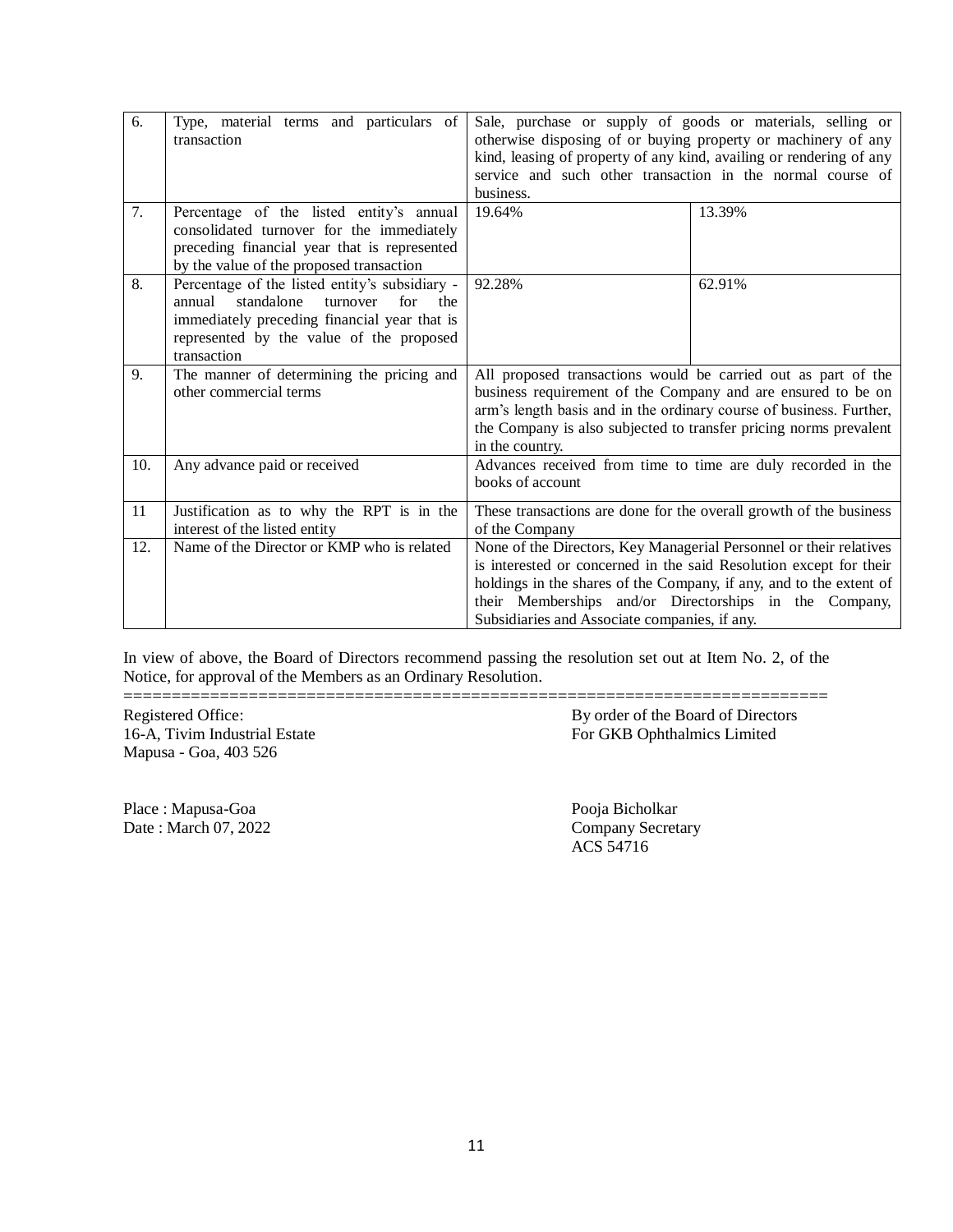| | | | |
|---|---|---|---|
| 6. | Type, material terms and particulars of transaction | Sale, purchase or supply of goods or materials, selling or otherwise disposing of or buying property or machinery of any kind, leasing of property of any kind, availing or rendering of any service and such other transaction in the normal course of business. | |
| 7. | Percentage of the listed entity's annual consolidated turnover for the immediately preceding financial year that is represented by the value of the proposed transaction | 19.64% | 13.39% |
| 8. | Percentage of the listed entity's subsidiary - annual standalone turnover for the immediately preceding financial year that is represented by the value of the proposed transaction | 92.28% | 62.91% |
| 9. | The manner of determining the pricing and other commercial terms | All proposed transactions would be carried out as part of the business requirement of the Company and are ensured to be on arm's length basis and in the ordinary course of business. Further, the Company is also subjected to transfer pricing norms prevalent in the country. | |
| 10. | Any advance paid or received | Advances received from time to time are duly recorded in the books of account | |
| 11 | Justification as to why the RPT is in the interest of the listed entity | These transactions are done for the overall growth of the business of the Company | |
| 12. | Name of the Director or KMP who is related | None of the Directors, Key Managerial Personnel or their relatives is interested or concerned in the said Resolution except for their holdings in the shares of the Company, if any, and to the extent of their Memberships and/or Directorships in the Company, Subsidiaries and Associate companies, if any. | |

In view of above, the Board of Directors recommend passing the resolution set out at Item No. 2, of the Notice, for approval of the Members as an Ordinary Resolution.

===========================================================================

Registered Office:
16-A, Tivim Industrial Estate
Mapusa - Goa, 403 526

By order of the Board of Directors
For GKB Ophthalmics Limited

Place : Mapusa-Goa
Date : March 07, 2022

Pooja Bicholkar
Company Secretary
ACS 54716